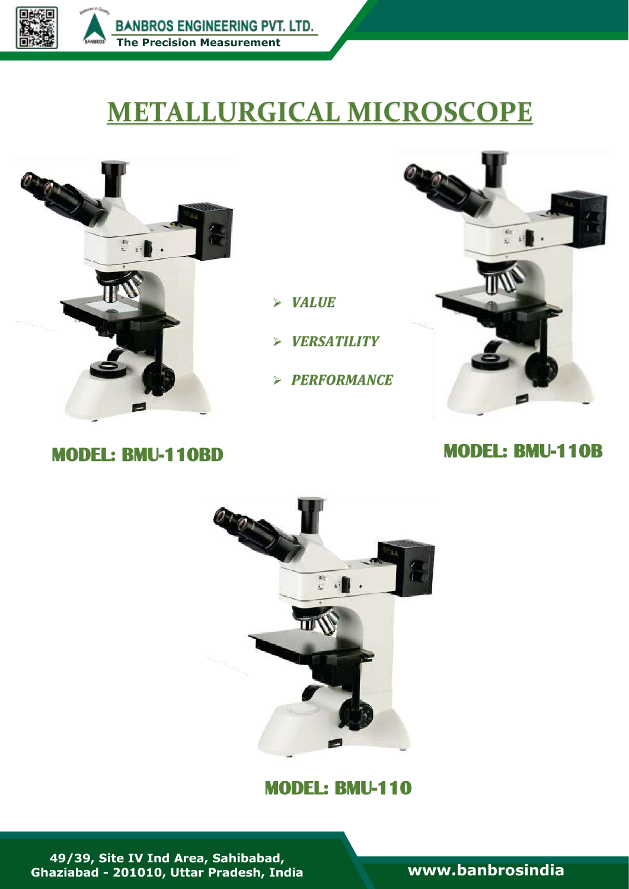# METALLURGICAL MICROSCOPE

- ***VALUE***
- ***VERSATILITY***
- ***PERFORMANCE***

**MODEL: BMU-110BD**

**MODEL: BMU-110B**

**MODEL: BMU-110**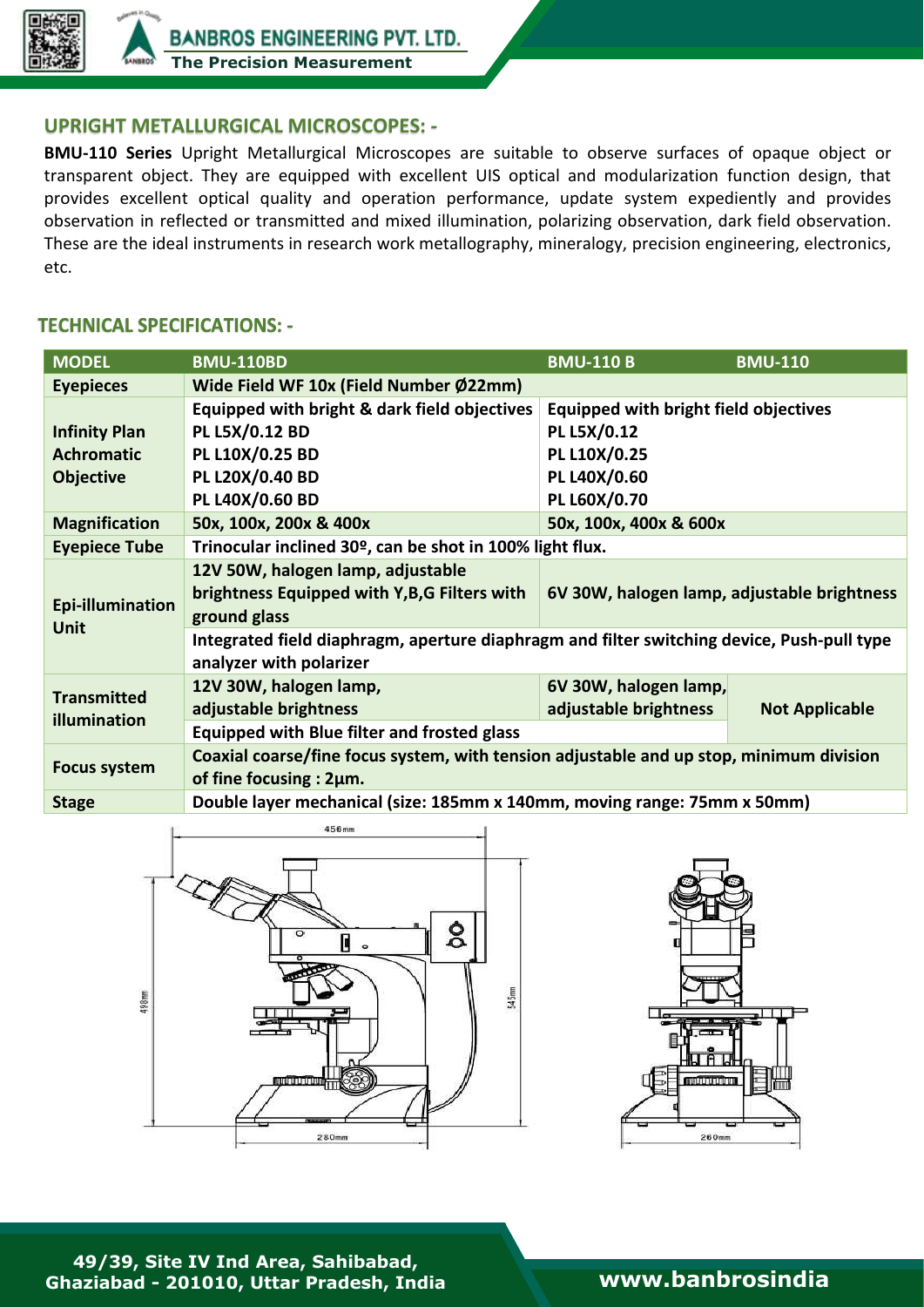## UPRIGHT METALLURGICAL MICROSCOPES: -

**BMU-110 Series** Upright Metallurgical Microscopes are suitable to observe surfaces of opaque object or transparent object. They are equipped with excellent UIS optical and modularization function design, that provides excellent optical quality and operation performance, update system expediently and provides observation in reflected or transmitted and mixed illumination, polarizing observation, dark field observation. These are the ideal instruments in research work metallography, mineralogy, precision engineering, electronics, etc.

## TECHNICAL SPECIFICATIONS: -

| MODEL | BMU-110BD | BMU-110 B | BMU-110 |
|---|---|---|---|
| Eyepieces | Wide Field WF 10x (Field Number Ø22mm) | | |
| Infinity Plan Achromatic Objective | Equipped with bright & dark field objectives<br>PL L5X/0.12 BD<br>PL L10X/0.25 BD<br>PL L20X/0.40 BD<br>PL L40X/0.60 BD | Equipped with bright field objectives<br>PL L5X/0.12<br>PL L10X/0.25<br>PL L40X/0.60<br>PL L60X/0.70 | |
| Magnification | 50x, 100x, 200x & 400x | 50x, 100x, 400x & 600x | |
| Eyepiece Tube | Trinocular inclined 30º, can be shot in 100% light flux. | | |
| Epi-illumination Unit | 12V 50W, halogen lamp, adjustable brightness Equipped with Y,B,G Filters with ground glass | 6V 30W, halogen lamp, adjustable brightness | |
| | Integrated field diaphragm, aperture diaphragm and filter switching device, Push-pull type analyzer with polarizer | | |
| Transmitted illumination | 12V 30W, halogen lamp, adjustable brightness | 6V 30W, halogen lamp, adjustable brightness | Not Applicable |
| | Equipped with Blue filter and frosted glass | | |
| Focus system | Coaxial coarse/fine focus system, with tension adjustable and up stop, minimum division of fine focusing : 2µm. | | |
| Stage | Double layer mechanical (size: 185mm x 140mm, moving range: 75mm x 50mm) | | |

456mm

498mm

545mm

280mm

260mm

49/39, Site IV Ind Area, Sahibabad, Ghaziabad - 201010, Uttar Pradesh, India

www.banbrosindia